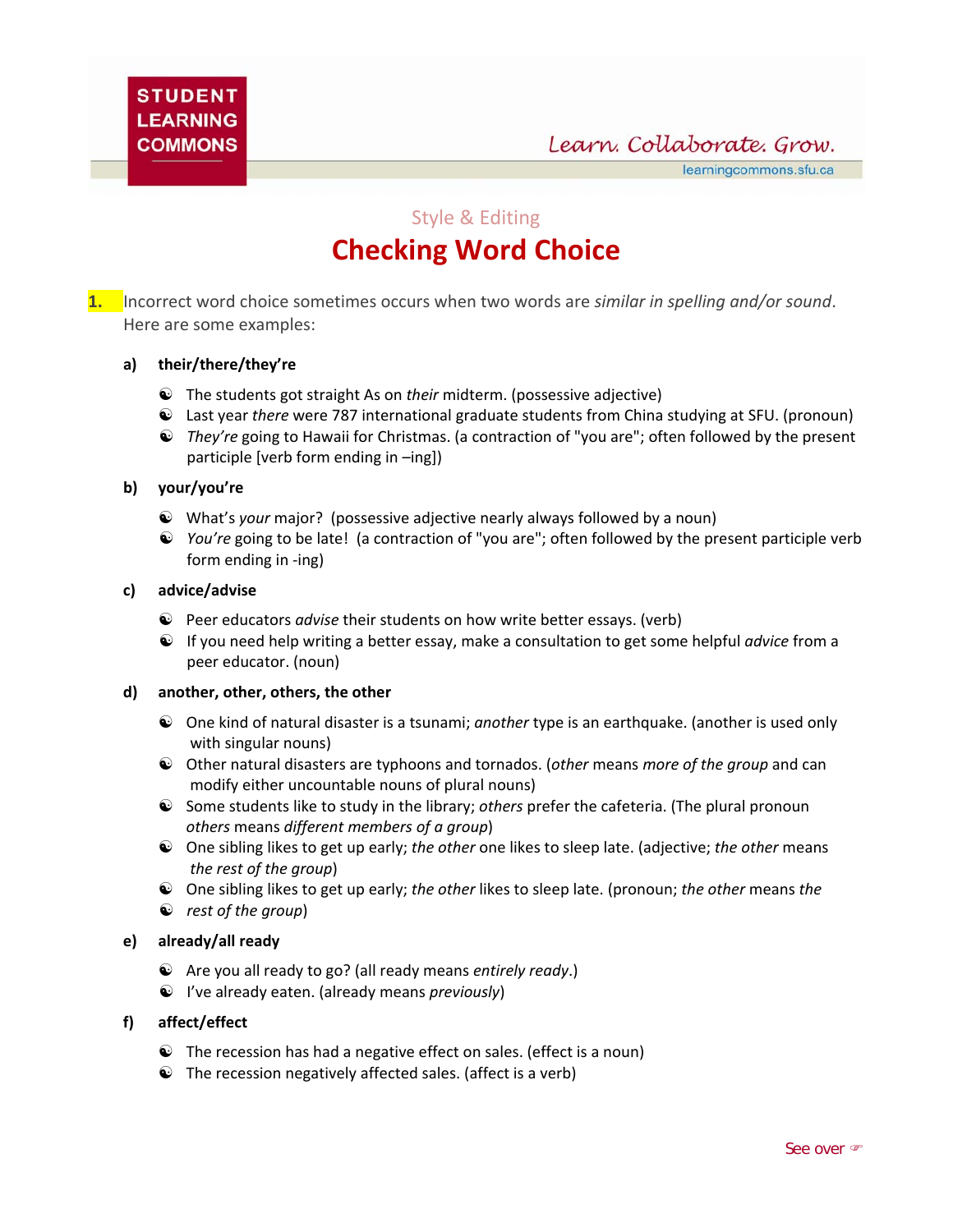STUDENT LEARNING COMMONS

Learn. Collaborate. Grow.

learningcommons.sfu.ca

Style & Editing

# Checking Word Choice

1. Incorrect word choice sometimes occurs when two words are *similar in spelling and/or sound*. Here are some examples:

**a) their/there/they're**

- The students got straight As on *their* midterm. (possessive adjective)
- Last year *there* were 787 international graduate students from China studying at SFU. (pronoun)
- *They're* going to Hawaii for Christmas. (a contraction of "you are"; often followed by the present participle [verb form ending in –ing])

**b) your/you're**

- What's *your* major? (possessive adjective nearly always followed by a noun)
- *You're* going to be late! (a contraction of "you are"; often followed by the present participle verb form ending in -ing)

**c) advice/advise**

- Peer educators *advise* their students on how write better essays. (verb)
- If you need help writing a better essay, make a consultation to get some helpful *advice* from a peer educator. (noun)

**d) another, other, others, the other**

- One kind of natural disaster is a tsunami; *another* type is an earthquake. (another is used only with singular nouns)
- Other natural disasters are typhoons and tornados. (*other* means *more of the group* and can modify either uncountable nouns of plural nouns)
- Some students like to study in the library; *others* prefer the cafeteria. (The plural pronoun *others* means *different members of a group*)
- One sibling likes to get up early; *the other* one likes to sleep late. (adjective; *the other* means *the rest of the group*)
- One sibling likes to get up early; *the other* likes to sleep late. (pronoun; *the other* means *the*
- *rest of the group*)

**e) already/all ready**

- Are you all ready to go? (all ready means *entirely ready*.)
- I've already eaten. (already means *previously*)

**f) affect/effect**

- The recession has had a negative effect on sales. (effect is a noun)
- The recession negatively affected sales. (affect is a verb)

See over ☞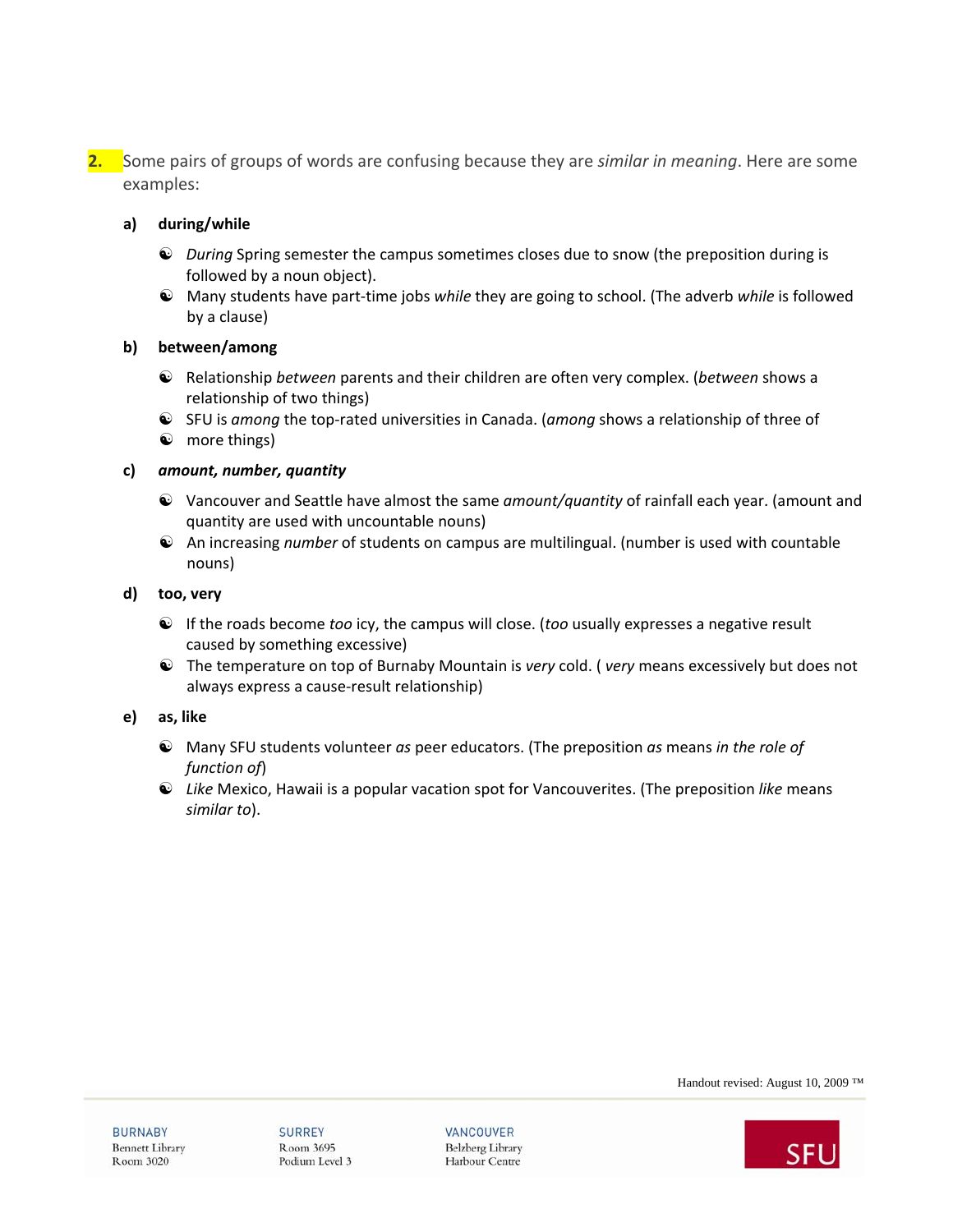**2.** Some pairs of groups of words are confusing because they are *similar in meaning*. Here are some examples:

**a) during/while**

- *During* Spring semester the campus sometimes closes due to snow (the preposition during is followed by a noun object).
- Many students have part-time jobs *while* they are going to school. (The adverb *while* is followed by a clause)

**b) between/among**

- Relationship *between* parents and their children are often very complex. (*between* shows a relationship of two things)
- SFU is *among* the top-rated universities in Canada. (*among* shows a relationship of three of
- more things)

**c) *amount, number, quantity***

- Vancouver and Seattle have almost the same *amount/quantity* of rainfall each year. (amount and quantity are used with uncountable nouns)
- An increasing *number* of students on campus are multilingual. (number is used with countable nouns)

**d) too, very**

- If the roads become *too* icy, the campus will close. (*too* usually expresses a negative result caused by something excessive)
- The temperature on top of Burnaby Mountain is *very* cold. ( *very* means excessively but does not always express a cause-result relationship)

**e) as, like**

- Many SFU students volunteer *as* peer educators. (The preposition *as* means *in the role of function of*)
- *Like* Mexico, Hawaii is a popular vacation spot for Vancouverites. (The preposition *like* means *similar to*).

Handout revised: August 10, 2009 ™

BURNABY
Bennett Library
Room 3020

SURREY
Room 3695
Podium Level 3

VANCOUVER
Belzberg Library
Harbour Centre

SFU